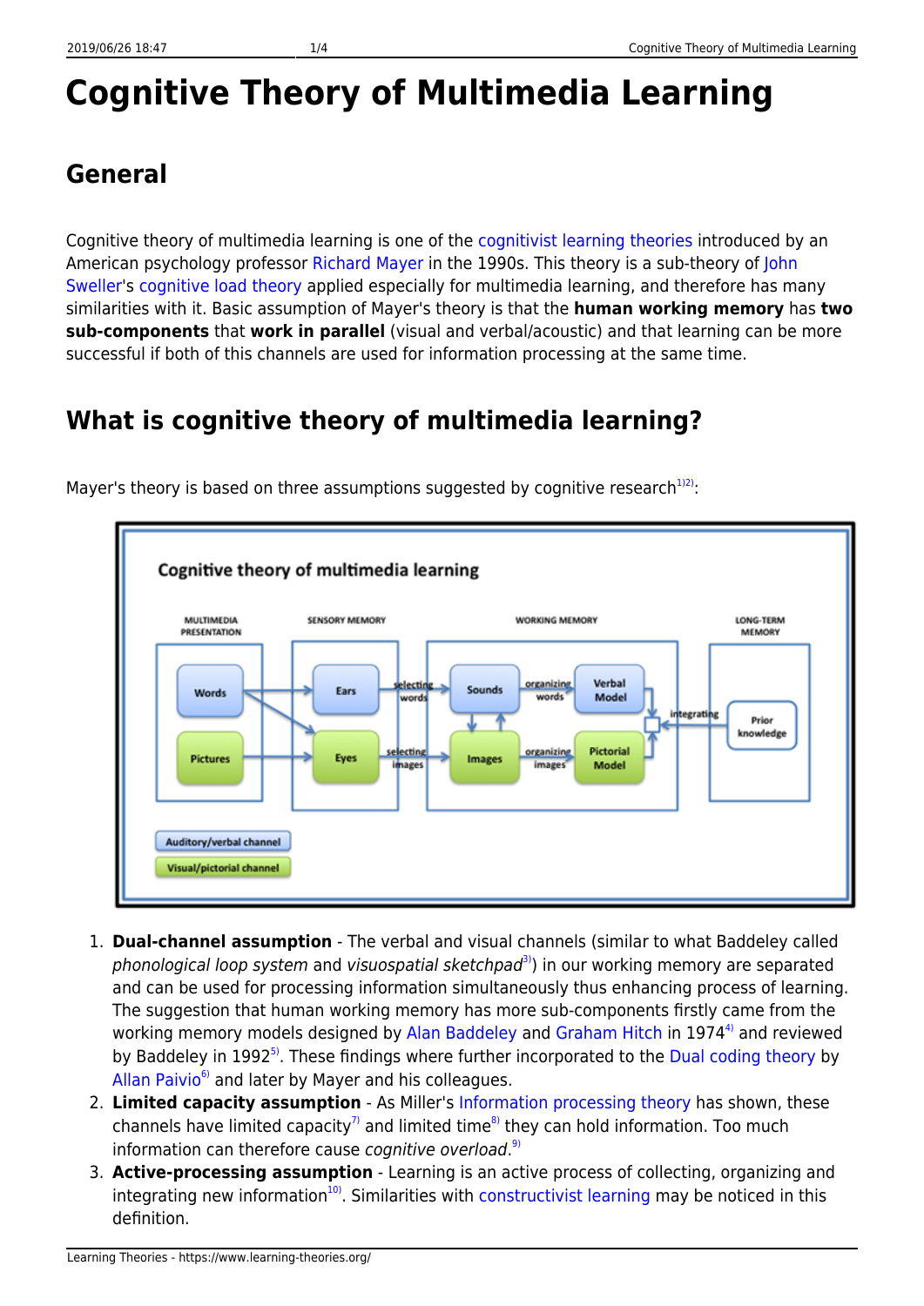# Cognitive Theory of Multimedia Learning

## General

Cognitive theory of multimedia learning is one of the cognitivist learning theories introduced by an American psychology professor Richard Mayer in the 1990s. This theory is a sub-theory of John Sweller's cognitive load theory applied especially for multimedia learning, and therefore has many similarities with it. Basic assumption of Mayer's theory is that the **human working memory** has **two sub-components** that **work in parallel** (visual and verbal/acoustic) and that learning can be more successful if both of this channels are used for information processing at the same time.

## What is cognitive theory of multimedia learning?

Mayer's theory is based on three assumptions suggested by cognitive research[1)2)]:

1. **Dual-channel assumption** - The verbal and visual channels (similar to what Baddeley called *phonological loop system* and *visuospatial sketchpad*[3)]) in our working memory are separated and can be used for processing information simultaneously thus enhancing process of learning. The suggestion that human working memory has more sub-components firstly came from the working memory models designed by Alan Baddeley and Graham Hitch in 1974[4)] and reviewed by Baddeley in 1992[5)]. These findings where further incorporated to the Dual coding theory by Allan Paivio[6)] and later by Mayer and his colleagues.
2. **Limited capacity assumption** - As Miller's Information processing theory has shown, these channels have limited capacity[7)] and limited time[8)] they can hold information. Too much information can therefore cause *cognitive overload*.[9)]
3. **Active-processing assumption** - Learning is an active process of collecting, organizing and integrating new information[10)]. Similarities with constructivist learning may be noticed in this definition.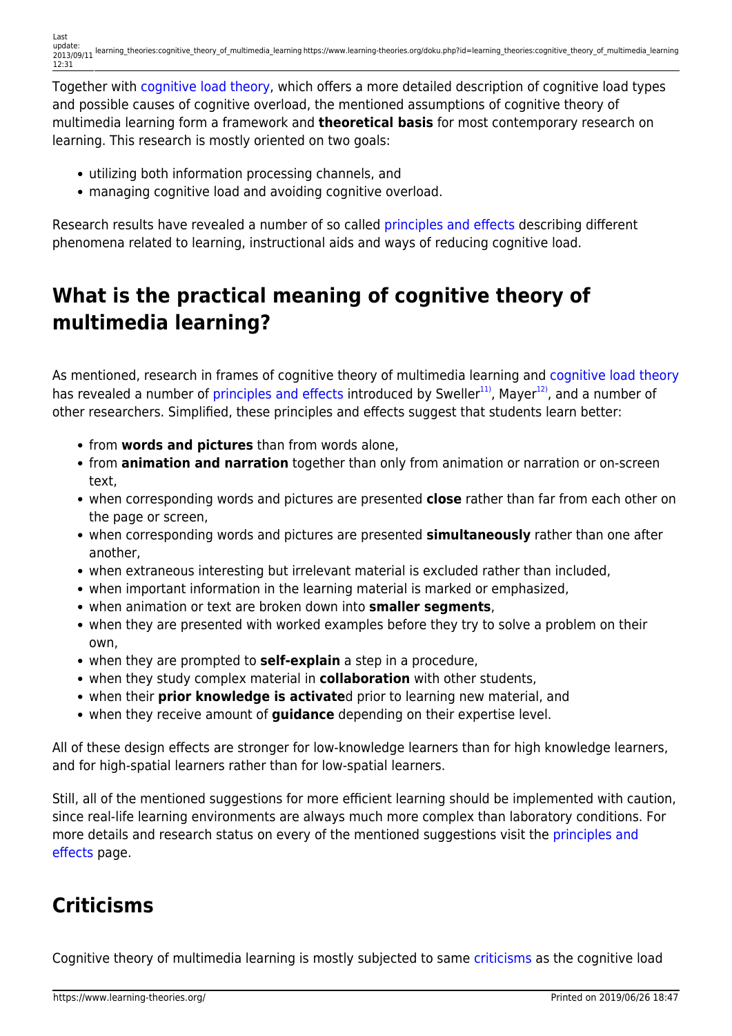Together with cognitive load theory, which offers a more detailed description of cognitive load types and possible causes of cognitive overload, the mentioned assumptions of cognitive theory of multimedia learning form a framework and **theoretical basis** for most contemporary research on learning. This research is mostly oriented on two goals:

- utilizing both information processing channels, and
- managing cognitive load and avoiding cognitive overload.

Research results have revealed a number of so called principles and effects describing different phenomena related to learning, instructional aids and ways of reducing cognitive load.

## What is the practical meaning of cognitive theory of multimedia learning?

As mentioned, research in frames of cognitive theory of multimedia learning and cognitive load theory has revealed a number of principles and effects introduced by Sweller[11], Mayer[12], and a number of other researchers. Simplified, these principles and effects suggest that students learn better:

- from **words and pictures** than from words alone,
- from **animation and narration** together than only from animation or narration or on-screen text,
- when corresponding words and pictures are presented **close** rather than far from each other on the page or screen,
- when corresponding words and pictures are presented **simultaneously** rather than one after another,
- when extraneous interesting but irrelevant material is excluded rather than included,
- when important information in the learning material is marked or emphasized,
- when animation or text are broken down into **smaller segments**,
- when they are presented with worked examples before they try to solve a problem on their own,
- when they are prompted to **self-explain** a step in a procedure,
- when they study complex material in **collaboration** with other students,
- when their **prior knowledge is activate**d prior to learning new material, and
- when they receive amount of **guidance** depending on their expertise level.

All of these design effects are stronger for low-knowledge learners than for high knowledge learners, and for high-spatial learners rather than for low-spatial learners.

Still, all of the mentioned suggestions for more efficient learning should be implemented with caution, since real-life learning environments are always much more complex than laboratory conditions. For more details and research status on every of the mentioned suggestions visit the principles and effects page.

## Criticisms

Cognitive theory of multimedia learning is mostly subjected to same criticisms as the cognitive load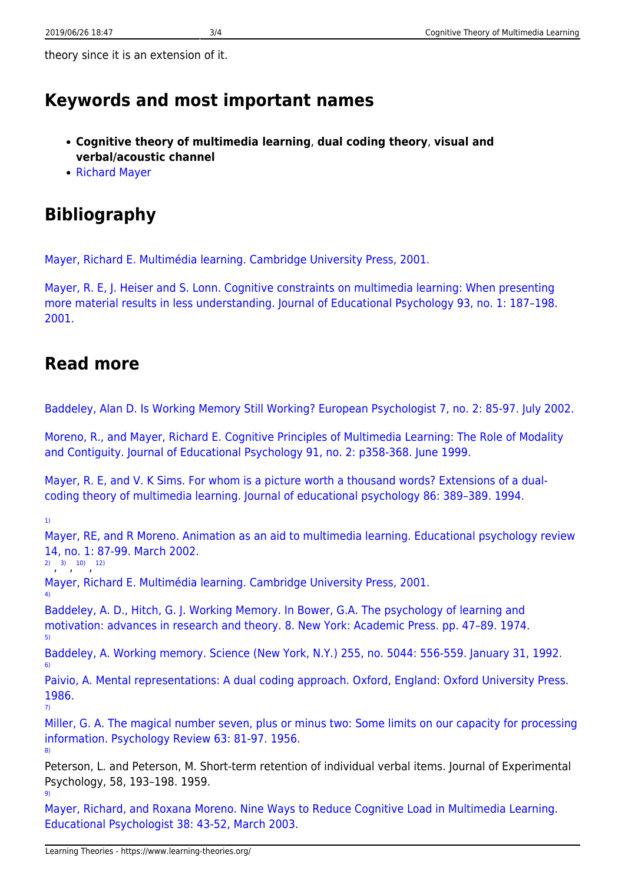theory since it is an extension of it.

## Keywords and most important names

- **Cognitive theory of multimedia learning**, **dual coding theory**, **visual and verbal/acoustic channel**
- Richard Mayer

## Bibliography

Mayer, Richard E. Multimédia learning. Cambridge University Press, 2001.

Mayer, R. E, J. Heiser and S. Lonn. Cognitive constraints on multimedia learning: When presenting more material results in less understanding. Journal of Educational Psychology 93, no. 1: 187–198. 2001.

## Read more

Baddeley, Alan D. Is Working Memory Still Working? European Psychologist 7, no. 2: 85-97. July 2002.

Moreno, R., and Mayer, Richard E. Cognitive Principles of Multimedia Learning: The Role of Modality and Contiguity. Journal of Educational Psychology 91, no. 2: p358-368. June 1999.

Mayer, R. E, and V. K Sims. For whom is a picture worth a thousand words? Extensions of a dual-coding theory of multimedia learning. Journal of educational psychology 86: 389–389. 1994.

[1] Mayer, RE, and R Moreno. Animation as an aid to multimedia learning. Educational psychology review 14, no. 1: 87-99. March 2002.

[2], [3], [10], [12] Mayer, Richard E. Multimédia learning. Cambridge University Press, 2001.

[4] Baddeley, A. D., Hitch, G. J. Working Memory. In Bower, G.A. The psychology of learning and motivation: advances in research and theory. 8. New York: Academic Press. pp. 47–89. 1974.

[5] Baddeley, A. Working memory. Science (New York, N.Y.) 255, no. 5044: 556-559. January 31, 1992.

[6] Paivio, A. Mental representations: A dual coding approach. Oxford, England: Oxford University Press. 1986.

[7] Miller, G. A. The magical number seven, plus or minus two: Some limits on our capacity for processing information. Psychology Review 63: 81-97. 1956.

[8] Peterson, L. and Peterson, M. Short-term retention of individual verbal items. Journal of Experimental Psychology, 58, 193–198. 1959.

[9] Mayer, Richard, and Roxana Moreno. Nine Ways to Reduce Cognitive Load in Multimedia Learning. Educational Psychologist 38: 43-52, March 2003.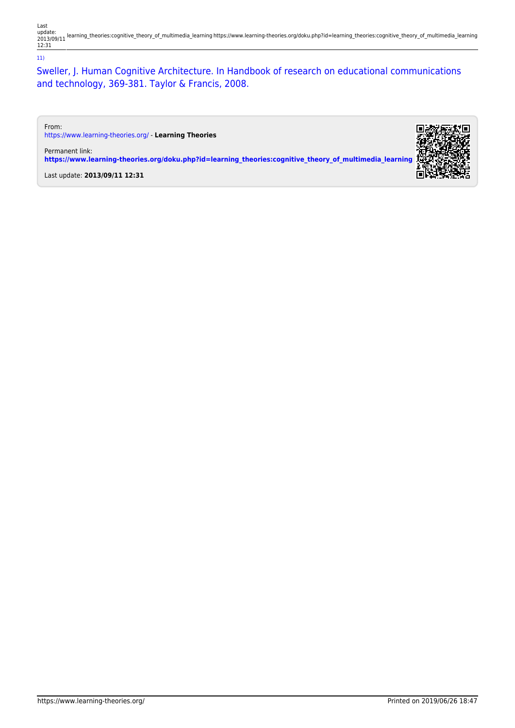11)

Sweller, J. Human Cognitive Architecture. In Handbook of research on educational communications and technology, 369-381. Taylor & Francis, 2008.

From:
https://www.learning-theories.org/ - **Learning Theories**

Permanent link:
**https://www.learning-theories.org/doku.php?id=learning_theories:cognitive_theory_of_multimedia_learning**

Last update: **2013/09/11 12:31**